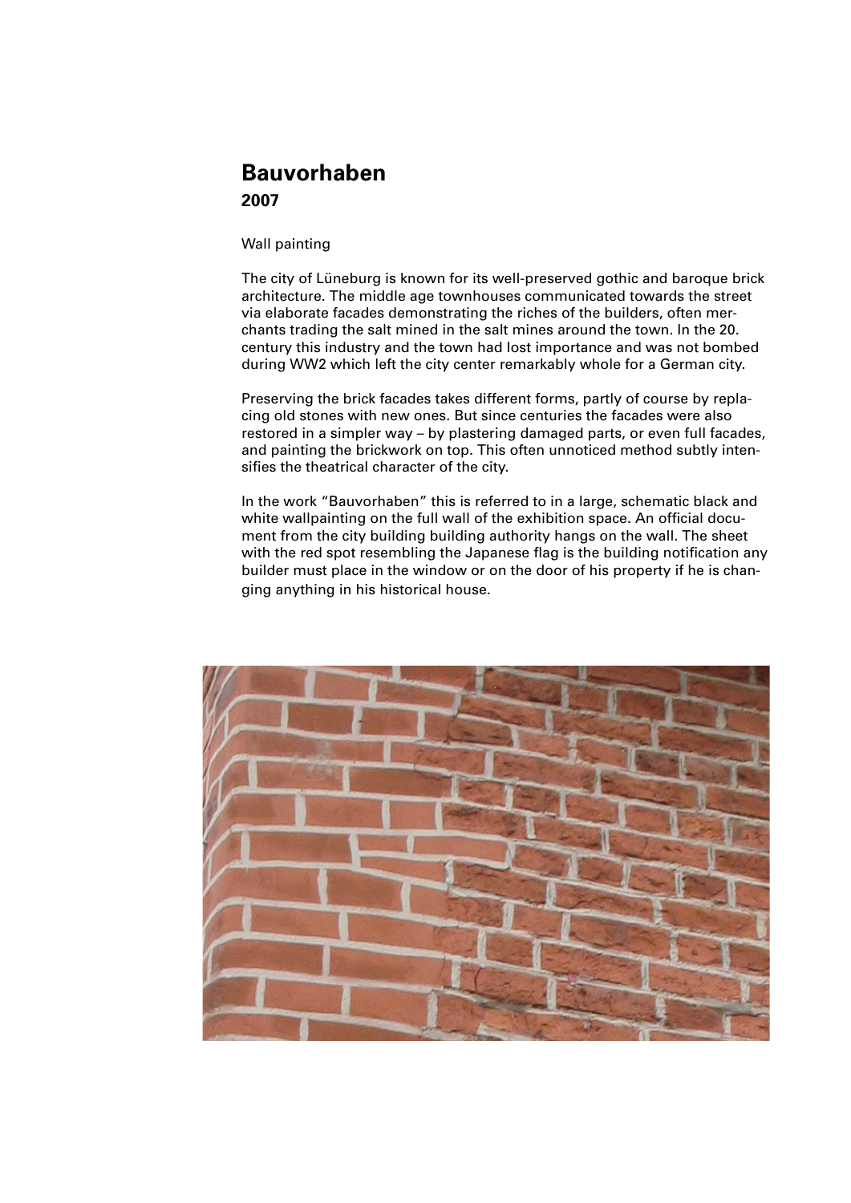# Bauvorhaben

**2007**

Wall painting

The city of Lüneburg is known for its well-preserved gothic and baroque brick architecture. The middle age townhouses communicated towards the street via elaborate facades demonstrating the riches of the builders, often merchants trading the salt mined in the salt mines around the town. In the 20. century this industry and the town had lost importance and was not bombed during WW2 which left the city center remarkably whole for a German city.

Preserving the brick facades takes different forms, partly of course by replacing old stones with new ones. But since centuries the facades were also restored in a simpler way – by plastering damaged parts, or even full facades, and painting the brickwork on top. This often unnoticed method subtly intensifies the theatrical character of the city.

In the work “Bauvorhaben” this is referred to in a large, schematic black and white wallpainting on the full wall of the exhibition space. An official document from the city building building authority hangs on the wall. The sheet with the red spot resembling the Japanese flag is the building notification any builder must place in the window or on the door of his property if he is changing anything in his historical house.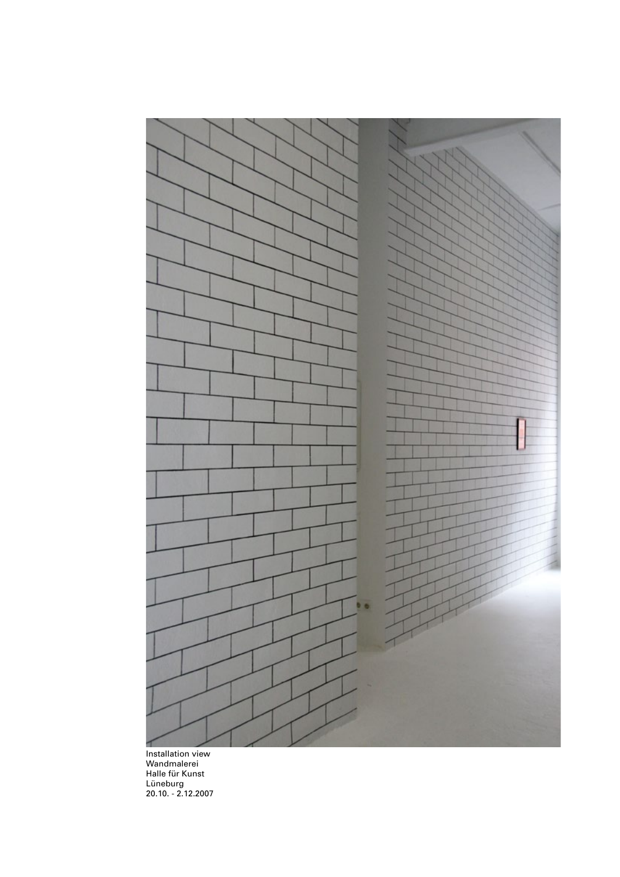Installation view
Wandmalerei
Halle für Kunst
Lüneburg
20.10. - 2.12.2007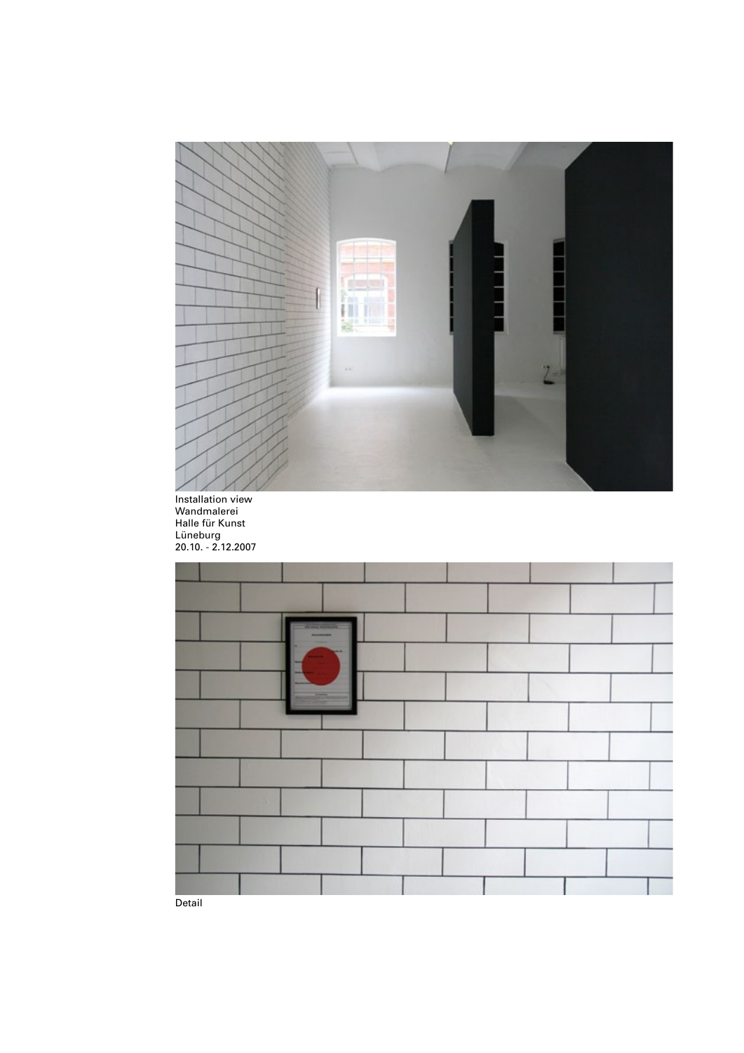Installation view
Wandmalerei
Halle für Kunst
Lüneburg
20.10. - 2.12.2007

Detail